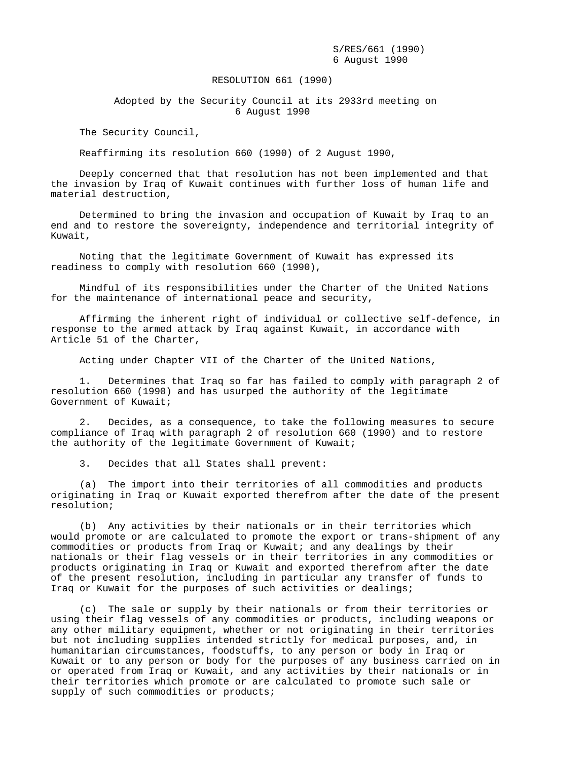S/RES/661 (1990)
6 August 1990

# RESOLUTION 661 (1990)

Adopted by the Security Council at its 2933rd meeting on 6 August 1990

The Security Council,

Reaffirming its resolution 660 (1990) of 2 August 1990,

Deeply concerned that that resolution has not been implemented and that the invasion by Iraq of Kuwait continues with further loss of human life and material destruction,

Determined to bring the invasion and occupation of Kuwait by Iraq to an end and to restore the sovereignty, independence and territorial integrity of Kuwait,

Noting that the legitimate Government of Kuwait has expressed its readiness to comply with resolution 660 (1990),

Mindful of its responsibilities under the Charter of the United Nations for the maintenance of international peace and security,

Affirming the inherent right of individual or collective self-defence, in response to the armed attack by Iraq against Kuwait, in accordance with Article 51 of the Charter,

Acting under Chapter VII of the Charter of the United Nations,

1. Determines that Iraq so far has failed to comply with paragraph 2 of resolution 660 (1990) and has usurped the authority of the legitimate Government of Kuwait;

2. Decides, as a consequence, to take the following measures to secure compliance of Iraq with paragraph 2 of resolution 660 (1990) and to restore the authority of the legitimate Government of Kuwait;

3. Decides that all States shall prevent:

(a) The import into their territories of all commodities and products originating in Iraq or Kuwait exported therefrom after the date of the present resolution;

(b) Any activities by their nationals or in their territories which would promote or are calculated to promote the export or trans-shipment of any commodities or products from Iraq or Kuwait; and any dealings by their nationals or their flag vessels or in their territories in any commodities or products originating in Iraq or Kuwait and exported therefrom after the date of the present resolution, including in particular any transfer of funds to Iraq or Kuwait for the purposes of such activities or dealings;

(c) The sale or supply by their nationals or from their territories or using their flag vessels of any commodities or products, including weapons or any other military equipment, whether or not originating in their territories but not including supplies intended strictly for medical purposes, and, in humanitarian circumstances, foodstuffs, to any person or body in Iraq or Kuwait or to any person or body for the purposes of any business carried on in or operated from Iraq or Kuwait, and any activities by their nationals or in their territories which promote or are calculated to promote such sale or supply of such commodities or products;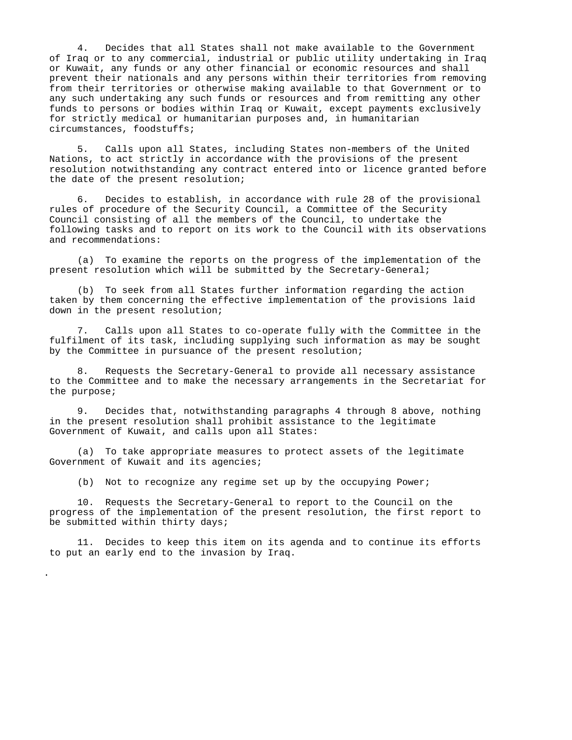4. Decides that all States shall not make available to the Government of Iraq or to any commercial, industrial or public utility undertaking in Iraq or Kuwait, any funds or any other financial or economic resources and shall prevent their nationals and any persons within their territories from removing from their territories or otherwise making available to that Government or to any such undertaking any such funds or resources and from remitting any other funds to persons or bodies within Iraq or Kuwait, except payments exclusively for strictly medical or humanitarian purposes and, in humanitarian circumstances, foodstuffs;

5. Calls upon all States, including States non-members of the United Nations, to act strictly in accordance with the provisions of the present resolution notwithstanding any contract entered into or licence granted before the date of the present resolution;

6. Decides to establish, in accordance with rule 28 of the provisional rules of procedure of the Security Council, a Committee of the Security Council consisting of all the members of the Council, to undertake the following tasks and to report on its work to the Council with its observations and recommendations:

(a) To examine the reports on the progress of the implementation of the present resolution which will be submitted by the Secretary-General;

(b) To seek from all States further information regarding the action taken by them concerning the effective implementation of the provisions laid down in the present resolution;

7. Calls upon all States to co-operate fully with the Committee in the fulfilment of its task, including supplying such information as may be sought by the Committee in pursuance of the present resolution;

8. Requests the Secretary-General to provide all necessary assistance to the Committee and to make the necessary arrangements in the Secretariat for the purpose;

9. Decides that, notwithstanding paragraphs 4 through 8 above, nothing in the present resolution shall prohibit assistance to the legitimate Government of Kuwait, and calls upon all States:

(a) To take appropriate measures to protect assets of the legitimate Government of Kuwait and its agencies;

(b) Not to recognize any regime set up by the occupying Power;

10. Requests the Secretary-General to report to the Council on the progress of the implementation of the present resolution, the first report to be submitted within thirty days;

11. Decides to keep this item on its agenda and to continue its efforts to put an early end to the invasion by Iraq.